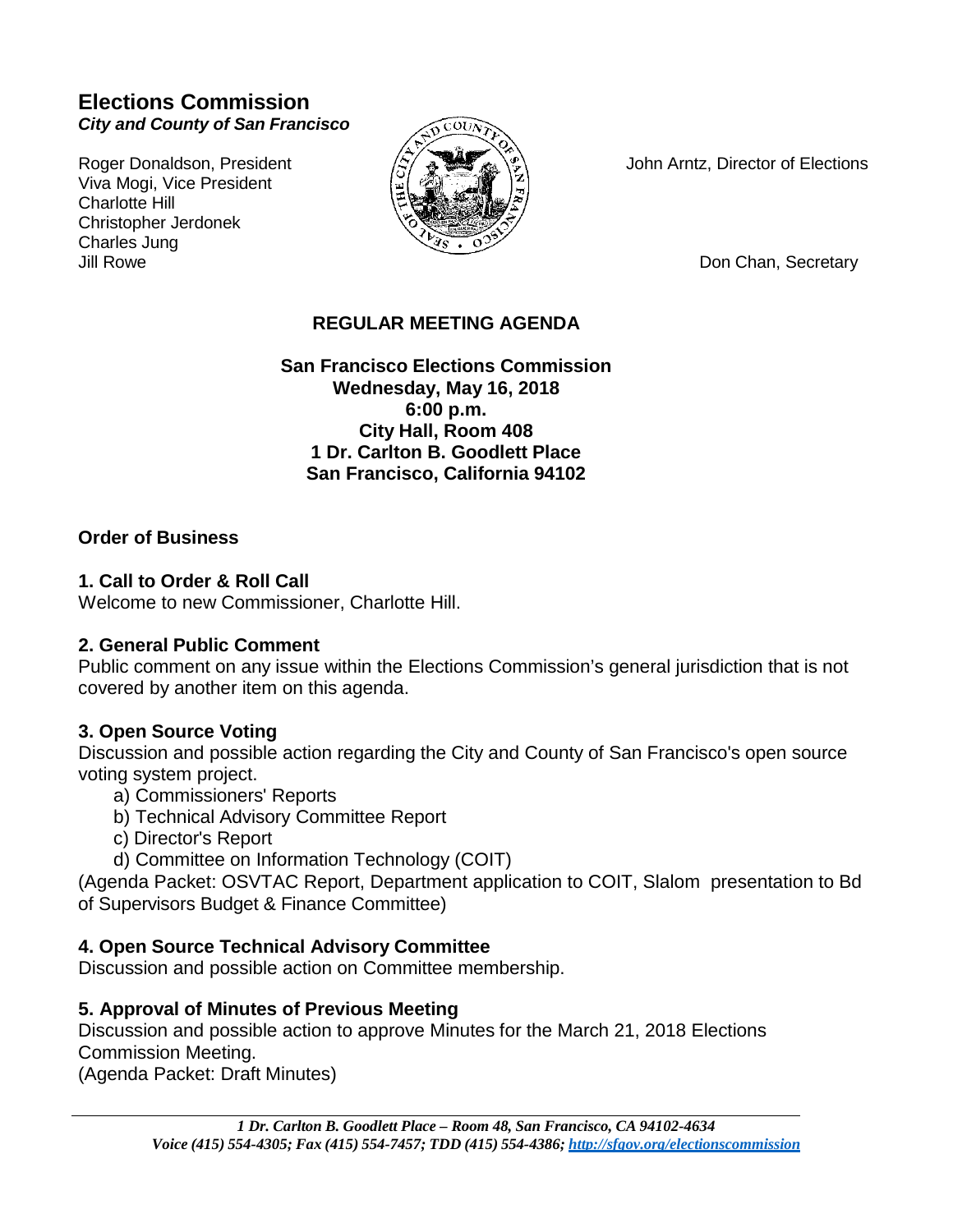# Elections Commission

***City and County of San Francisco***

Roger Donaldson, President
Viva Mogi, Vice President
Charlotte Hill
Christopher Jerdonek
Charles Jung
Jill Rowe

John Arntz, Director of Elections

Don Chan, Secretary

## REGULAR MEETING AGENDA

**San Francisco Elections Commission**
**Wednesday, May 16, 2018**
**6:00 p.m.**
**City Hall, Room 408**
**1 Dr. Carlton B. Goodlett Place**
**San Francisco, California 94102**

### Order of Business

### 1. Call to Order & Roll Call

Welcome to new Commissioner, Charlotte Hill.

### 2. General Public Comment

Public comment on any issue within the Elections Commission's general jurisdiction that is not covered by another item on this agenda.

### 3. Open Source Voting

Discussion and possible action regarding the City and County of San Francisco's open source voting system project.

a) Commissioners' Reports
b) Technical Advisory Committee Report
c) Director's Report
d) Committee on Information Technology (COIT)

(Agenda Packet: OSVTAC Report, Department application to COIT, Slalom presentation to Bd of Supervisors Budget & Finance Committee)

### 4. Open Source Technical Advisory Committee

Discussion and possible action on Committee membership.

### 5. Approval of Minutes of Previous Meeting

Discussion and possible action to approve Minutes for the March 21, 2018 Elections Commission Meeting.
(Agenda Packet: Draft Minutes)

*1 Dr. Carlton B. Goodlett Place – Room 48, San Francisco, CA 94102-4634*
*Voice (415) 554-4305; Fax (415) 554-7457; TDD (415) 554-4386; http://sfgov.org/electionscommission*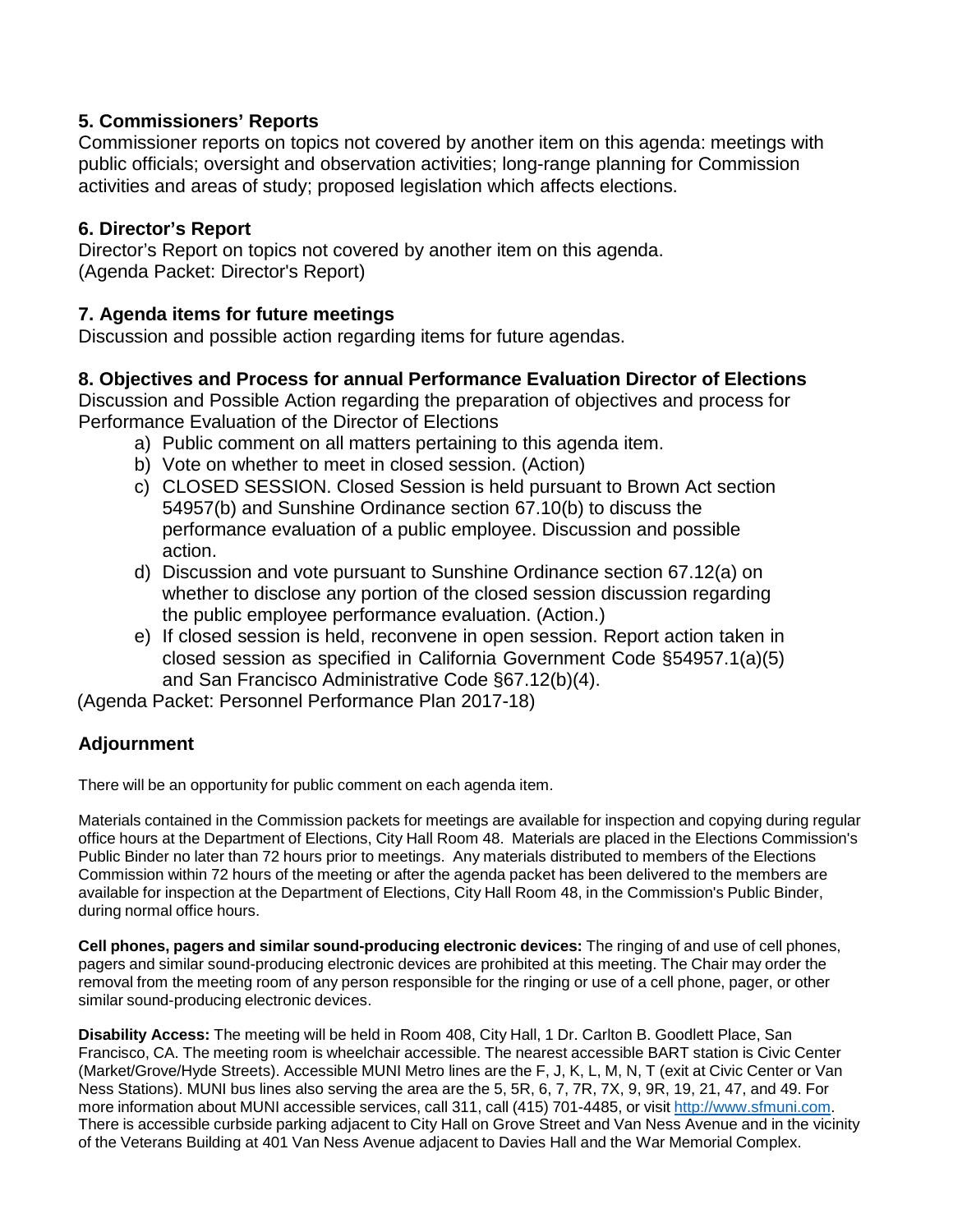### 5. Commissioners' Reports

Commissioner reports on topics not covered by another item on this agenda: meetings with public officials; oversight and observation activities; long-range planning for Commission activities and areas of study; proposed legislation which affects elections.

### 6. Director's Report

Director's Report on topics not covered by another item on this agenda.
(Agenda Packet: Director's Report)

### 7. Agenda items for future meetings

Discussion and possible action regarding items for future agendas.

### 8. Objectives and Process for annual Performance Evaluation Director of Elections

Discussion and Possible Action regarding the preparation of objectives and process for Performance Evaluation of the Director of Elections

a) Public comment on all matters pertaining to this agenda item.
b) Vote on whether to meet in closed session. (Action)
c) CLOSED SESSION. Closed Session is held pursuant to Brown Act section 54957(b) and Sunshine Ordinance section 67.10(b) to discuss the performance evaluation of a public employee. Discussion and possible action.
d) Discussion and vote pursuant to Sunshine Ordinance section 67.12(a) on whether to disclose any portion of the closed session discussion regarding the public employee performance evaluation. (Action.)
e) If closed session is held, reconvene in open session. Report action taken in closed session as specified in California Government Code §54957.1(a)(5) and San Francisco Administrative Code §67.12(b)(4).

(Agenda Packet: Personnel Performance Plan 2017-18)

## Adjournment

There will be an opportunity for public comment on each agenda item.

Materials contained in the Commission packets for meetings are available for inspection and copying during regular office hours at the Department of Elections, City Hall Room 48. Materials are placed in the Elections Commission's Public Binder no later than 72 hours prior to meetings. Any materials distributed to members of the Elections Commission within 72 hours of the meeting or after the agenda packet has been delivered to the members are available for inspection at the Department of Elections, City Hall Room 48, in the Commission's Public Binder, during normal office hours.

**Cell phones, pagers and similar sound-producing electronic devices:** The ringing of and use of cell phones, pagers and similar sound-producing electronic devices are prohibited at this meeting. The Chair may order the removal from the meeting room of any person responsible for the ringing or use of a cell phone, pager, or other similar sound-producing electronic devices.

**Disability Access:** The meeting will be held in Room 408, City Hall, 1 Dr. Carlton B. Goodlett Place, San Francisco, CA. The meeting room is wheelchair accessible. The nearest accessible BART station is Civic Center (Market/Grove/Hyde Streets). Accessible MUNI Metro lines are the F, J, K, L, M, N, T (exit at Civic Center or Van Ness Stations). MUNI bus lines also serving the area are the 5, 5R, 6, 7, 7R, 7X, 9, 9R, 19, 21, 47, and 49. For more information about MUNI accessible services, call 311, call (415) 701-4485, or visit http://www.sfmuni.com. There is accessible curbside parking adjacent to City Hall on Grove Street and Van Ness Avenue and in the vicinity of the Veterans Building at 401 Van Ness Avenue adjacent to Davies Hall and the War Memorial Complex.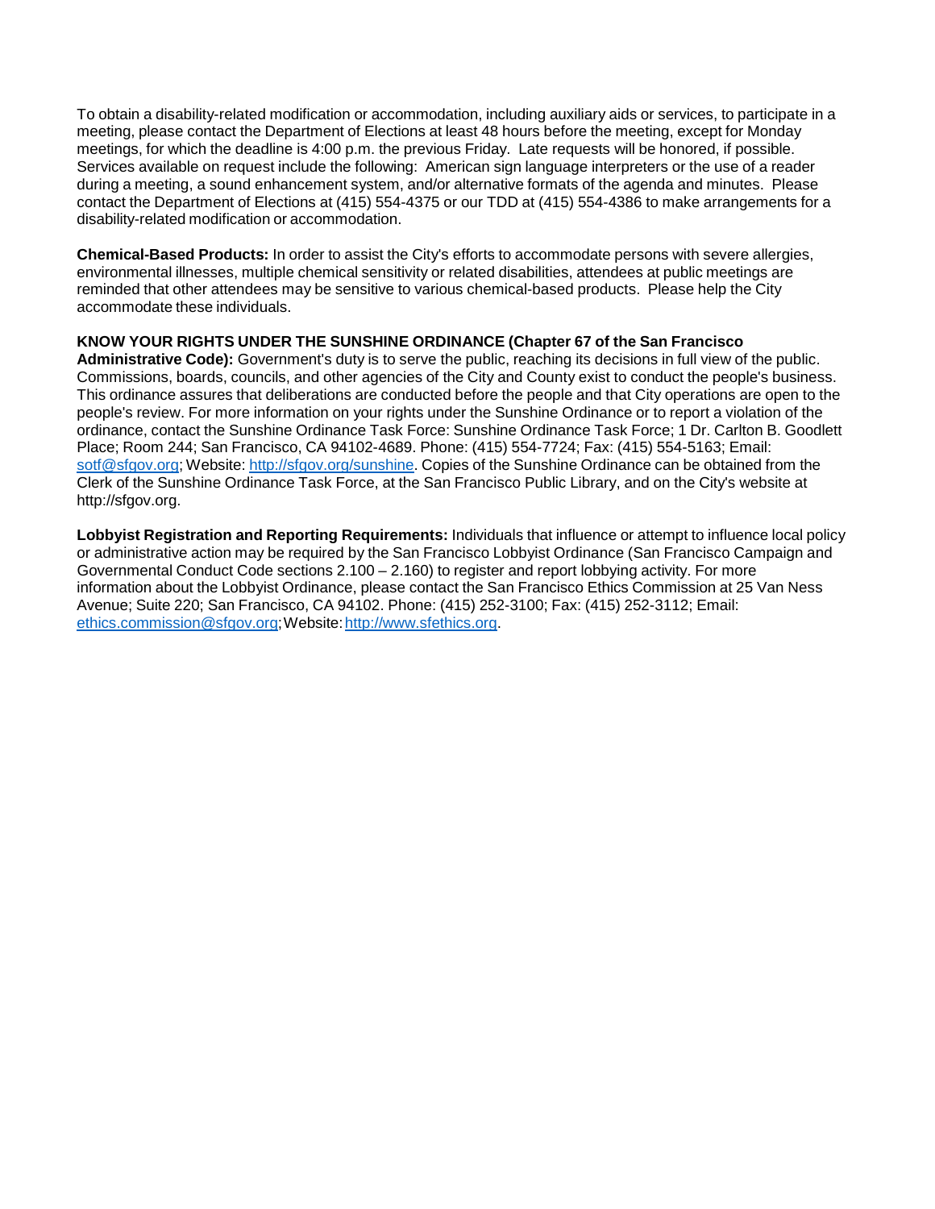To obtain a disability-related modification or accommodation, including auxiliary aids or services, to participate in a meeting, please contact the Department of Elections at least 48 hours before the meeting, except for Monday meetings, for which the deadline is 4:00 p.m. the previous Friday. Late requests will be honored, if possible. Services available on request include the following: American sign language interpreters or the use of a reader during a meeting, a sound enhancement system, and/or alternative formats of the agenda and minutes. Please contact the Department of Elections at (415) 554-4375 or our TDD at (415) 554-4386 to make arrangements for a disability-related modification or accommodation.

**Chemical-Based Products:** In order to assist the City's efforts to accommodate persons with severe allergies, environmental illnesses, multiple chemical sensitivity or related disabilities, attendees at public meetings are reminded that other attendees may be sensitive to various chemical-based products. Please help the City accommodate these individuals.

**KNOW YOUR RIGHTS UNDER THE SUNSHINE ORDINANCE (Chapter 67 of the San Francisco Administrative Code):** Government's duty is to serve the public, reaching its decisions in full view of the public. Commissions, boards, councils, and other agencies of the City and County exist to conduct the people's business. This ordinance assures that deliberations are conducted before the people and that City operations are open to the people's review. For more information on your rights under the Sunshine Ordinance or to report a violation of the ordinance, contact the Sunshine Ordinance Task Force: Sunshine Ordinance Task Force; 1 Dr. Carlton B. Goodlett Place; Room 244; San Francisco, CA 94102-4689. Phone: (415) 554-7724; Fax: (415) 554-5163; Email: sotf@sfgov.org; Website: http://sfgov.org/sunshine. Copies of the Sunshine Ordinance can be obtained from the Clerk of the Sunshine Ordinance Task Force, at the San Francisco Public Library, and on the City's website at http://sfgov.org.

**Lobbyist Registration and Reporting Requirements:** Individuals that influence or attempt to influence local policy or administrative action may be required by the San Francisco Lobbyist Ordinance (San Francisco Campaign and Governmental Conduct Code sections 2.100 – 2.160) to register and report lobbying activity. For more information about the Lobbyist Ordinance, please contact the San Francisco Ethics Commission at 25 Van Ness Avenue; Suite 220; San Francisco, CA 94102. Phone: (415) 252-3100; Fax: (415) 252-3112; Email: ethics.commission@sfgov.org; Website: http://www.sfethics.org.